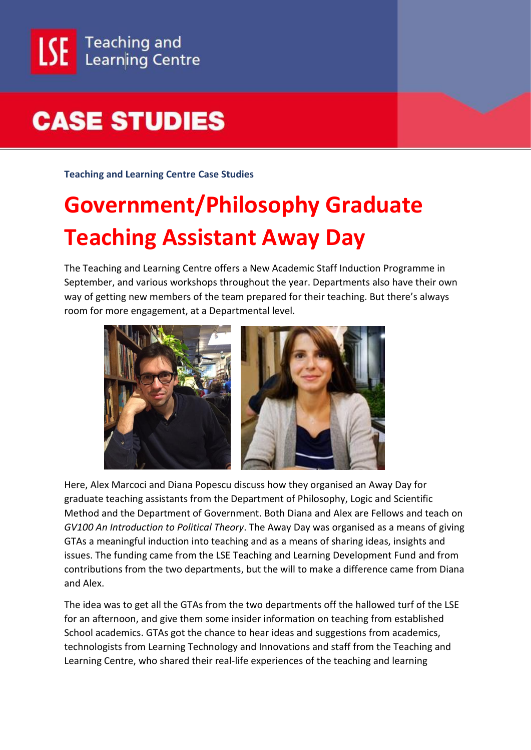LSE Teaching and Learning Centre

# CASE STUDIES

**Teaching and Learning Centre Case Studies**

## Government/Philosophy Graduate Teaching Assistant Away Day

The Teaching and Learning Centre offers a New Academic Staff Induction Programme in September, and various workshops throughout the year. Departments also have their own way of getting new members of the team prepared for their teaching. But there's always room for more engagement, at a Departmental level.

Here, Alex Marcoci and Diana Popescu discuss how they organised an Away Day for graduate teaching assistants from the Department of Philosophy, Logic and Scientific Method and the Department of Government. Both Diana and Alex are Fellows and teach on *GV100 An Introduction to Political Theory*. The Away Day was organised as a means of giving GTAs a meaningful induction into teaching and as a means of sharing ideas, insights and issues. The funding came from the LSE Teaching and Learning Development Fund and from contributions from the two departments, but the will to make a difference came from Diana and Alex.

The idea was to get all the GTAs from the two departments off the hallowed turf of the LSE for an afternoon, and give them some insider information on teaching from established School academics. GTAs got the chance to hear ideas and suggestions from academics, technologists from Learning Technology and Innovations and staff from the Teaching and Learning Centre, who shared their real-life experiences of the teaching and learning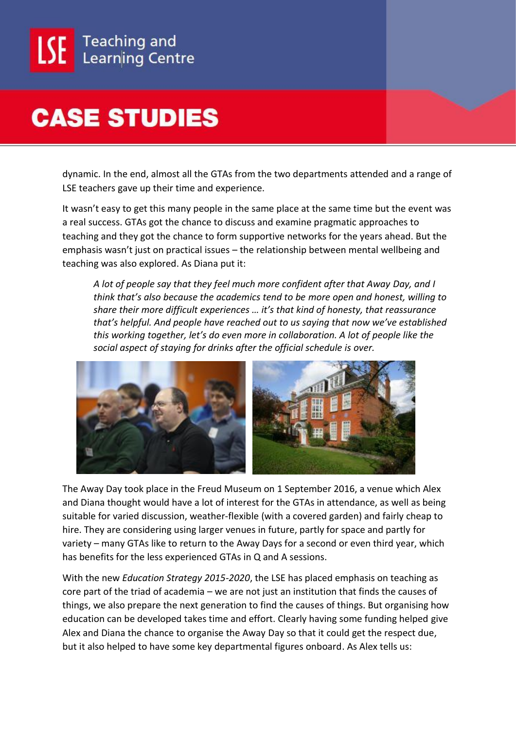dynamic. In the end, almost all the GTAs from the two departments attended and a range of LSE teachers gave up their time and experience.

It wasn't easy to get this many people in the same place at the same time but the event was a real success. GTAs got the chance to discuss and examine pragmatic approaches to teaching and they got the chance to form supportive networks for the years ahead. But the emphasis wasn't just on practical issues – the relationship between mental wellbeing and teaching was also explored. As Diana put it:

> *A lot of people say that they feel much more confident after that Away Day, and I think that's also because the academics tend to be more open and honest, willing to share their more difficult experiences … it's that kind of honesty, that reassurance that's helpful. And people have reached out to us saying that now we've established this working together, let's do even more in collaboration. A lot of people like the social aspect of staying for drinks after the official schedule is over.*

The Away Day took place in the Freud Museum on 1 September 2016, a venue which Alex and Diana thought would have a lot of interest for the GTAs in attendance, as well as being suitable for varied discussion, weather-flexible (with a covered garden) and fairly cheap to hire. They are considering using larger venues in future, partly for space and partly for variety – many GTAs like to return to the Away Days for a second or even third year, which has benefits for the less experienced GTAs in Q and A sessions.

With the new *Education Strategy 2015-2020*, the LSE has placed emphasis on teaching as core part of the triad of academia – we are not just an institution that finds the causes of things, we also prepare the next generation to find the causes of things. But organising how education can be developed takes time and effort. Clearly having some funding helped give Alex and Diana the chance to organise the Away Day so that it could get the respect due, but it also helped to have some key departmental figures onboard. As Alex tells us: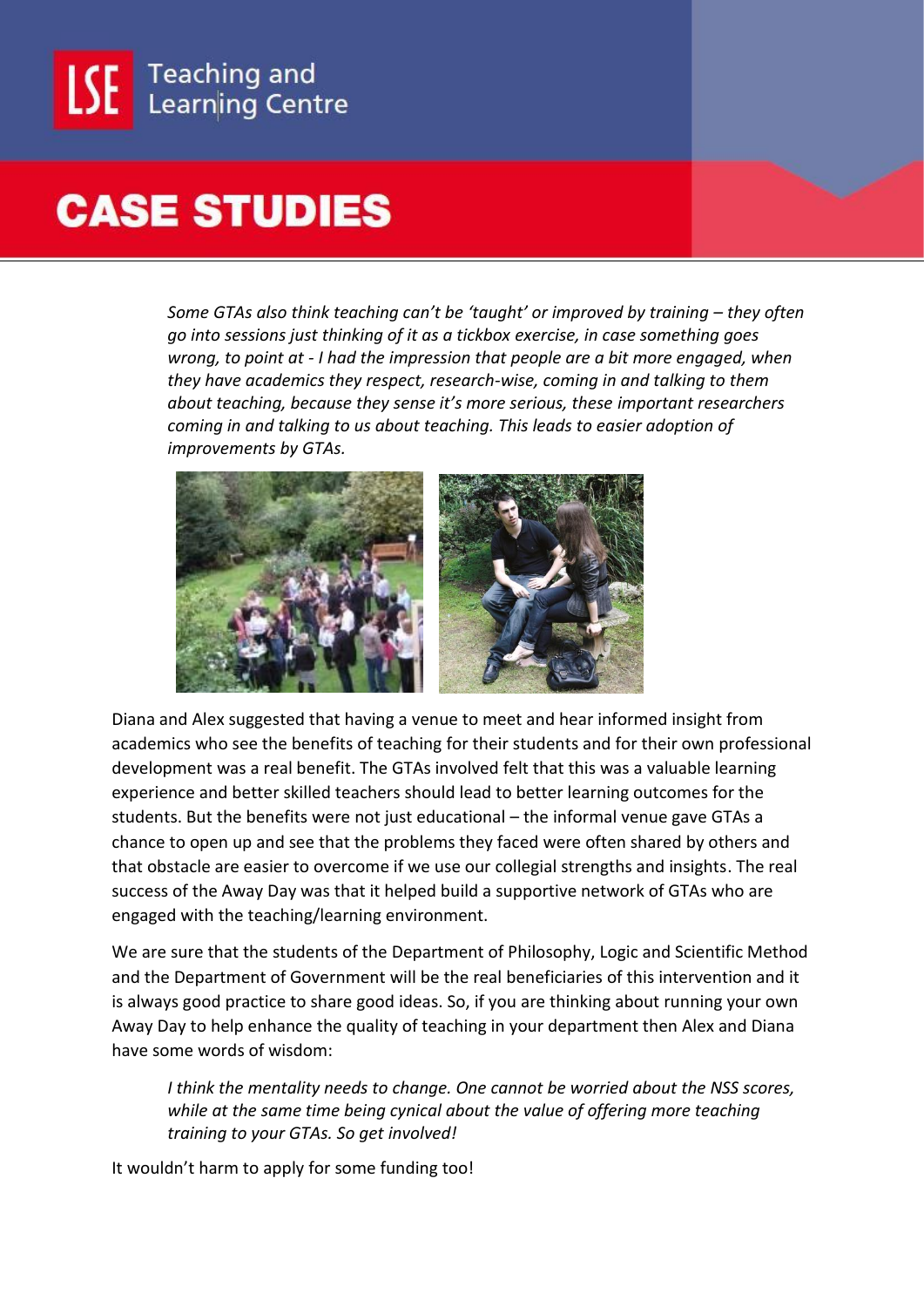*Some GTAs also think teaching can't be 'taught' or improved by training – they often go into sessions just thinking of it as a tickbox exercise, in case something goes wrong, to point at - I had the impression that people are a bit more engaged, when they have academics they respect, research-wise, coming in and talking to them about teaching, because they sense it's more serious, these important researchers coming in and talking to us about teaching. This leads to easier adoption of improvements by GTAs.*

Diana and Alex suggested that having a venue to meet and hear informed insight from academics who see the benefits of teaching for their students and for their own professional development was a real benefit. The GTAs involved felt that this was a valuable learning experience and better skilled teachers should lead to better learning outcomes for the students. But the benefits were not just educational – the informal venue gave GTAs a chance to open up and see that the problems they faced were often shared by others and that obstacle are easier to overcome if we use our collegial strengths and insights. The real success of the Away Day was that it helped build a supportive network of GTAs who are engaged with the teaching/learning environment.

We are sure that the students of the Department of Philosophy, Logic and Scientific Method and the Department of Government will be the real beneficiaries of this intervention and it is always good practice to share good ideas. So, if you are thinking about running your own Away Day to help enhance the quality of teaching in your department then Alex and Diana have some words of wisdom:

*I think the mentality needs to change. One cannot be worried about the NSS scores, while at the same time being cynical about the value of offering more teaching training to your GTAs. So get involved!*

It wouldn't harm to apply for some funding too!